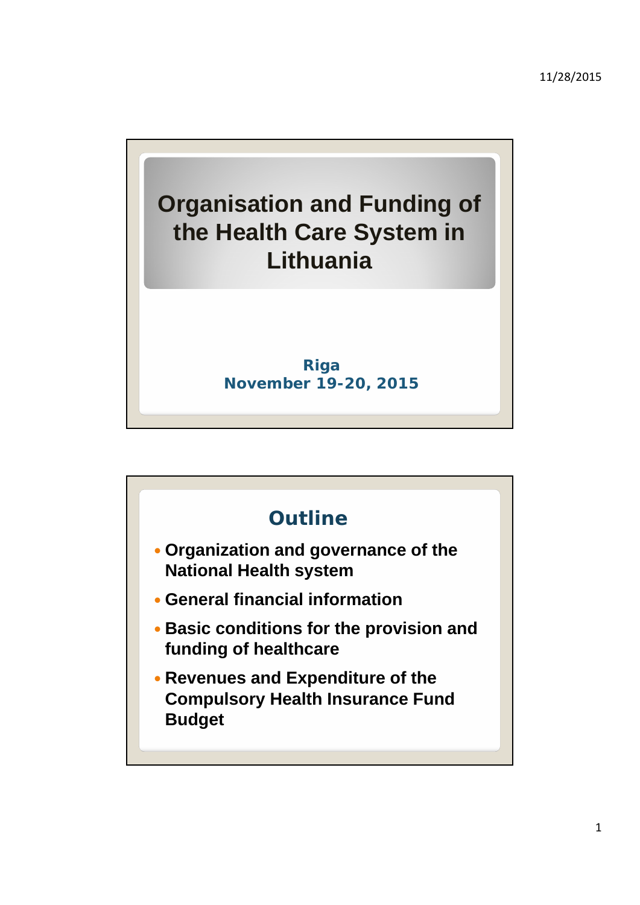# Organisation and Funding of the Health Care System in Lithuania

**Riga**
**November 19-20, 2015**

## Outline

- **Organization and governance of the National Health system**
- **General financial information**
- **Basic conditions for the provision and funding of healthcare**
- **Revenues and Expenditure of the Compulsory Health Insurance Fund Budget**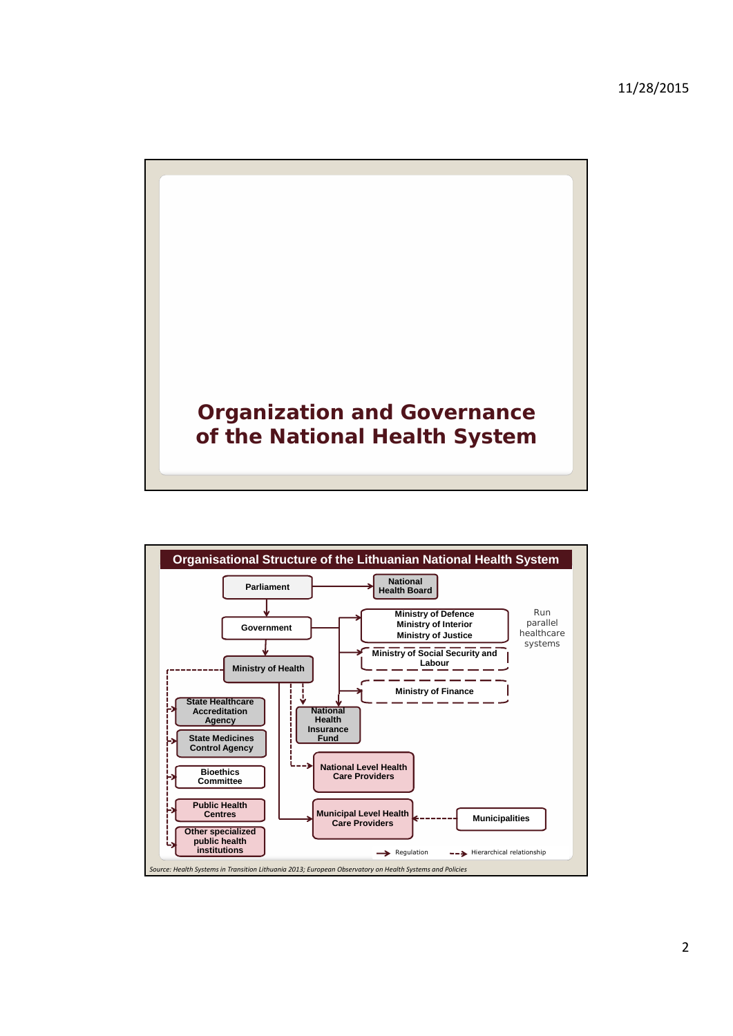# Organization and Governance of the National Health System

## Organisational Structure of the Lithuanian National Health System

- Parliament → National Health Board
- Parliament → Government
- Government → Ministry of Health
- Government → Ministry of Defence, Ministry of Interior, Ministry of Justice
- Government → Ministry of Social Security and Labour
- Government → Ministry of Finance
- Government → National Health Insurance Fund

Ministry of Defence, Ministry of Interior, Ministry of Justice: Run parallel healthcare systems

Ministry of Health:
- State Healthcare Accreditation Agency
- State Medicines Control Agency
- Bioethics Committee
- Public Health Centres
- Other specialized public health institutions
- National Health Insurance Fund
- National Level Health Care Providers
- Municipal Level Health Care Providers

Municipalities → Municipal Level Health Care Providers

→ Regulation ⇢ Hierarchical relationship

*Source: Health Systems in Transition Lithuania 2013; European Observatory on Health Systems and Policies*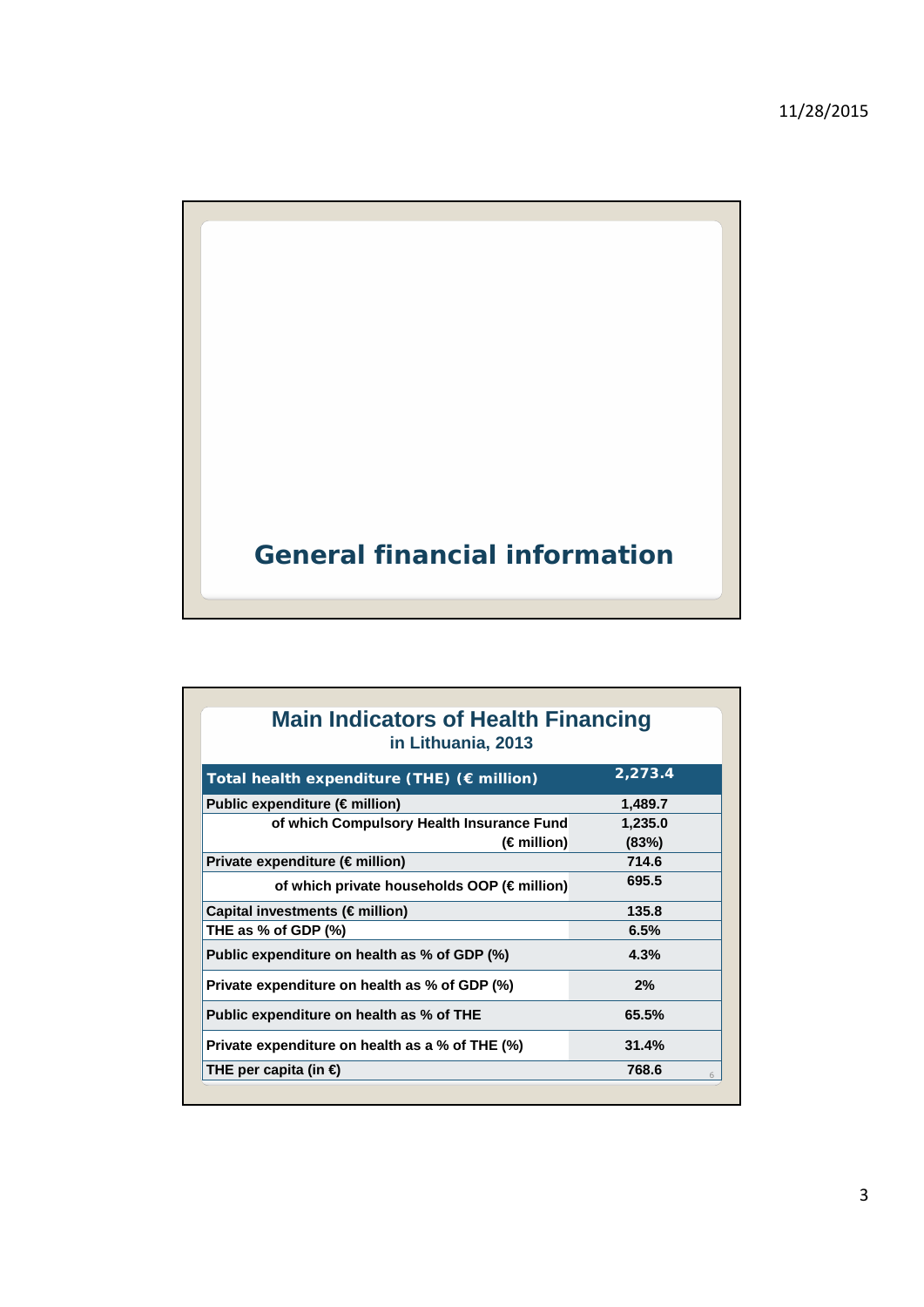# General financial information

## Main Indicators of Health Financing

### in Lithuania, 2013

| Total health expenditure (THE) (€ million) | 2,273.4 |
|---|---|
| Public expenditure (€ million) | 1,489.7 |
| of which Compulsory Health Insurance Fund (€ million) | 1,235.0 (83%) |
| Private expenditure (€ million) | 714.6 |
| of which private households OOP (€ million) | 695.5 |
| Capital investments (€ million) | 135.8 |
| THE as % of GDP (%) | 6.5% |
| Public expenditure on health as % of GDP (%) | 4.3% |
| Private expenditure on health as % of GDP (%) | 2% |
| Public expenditure on health as % of THE | 65.5% |
| Private expenditure on health as a % of THE (%) | 31.4% |
| THE per capita (in €) | 768.6 |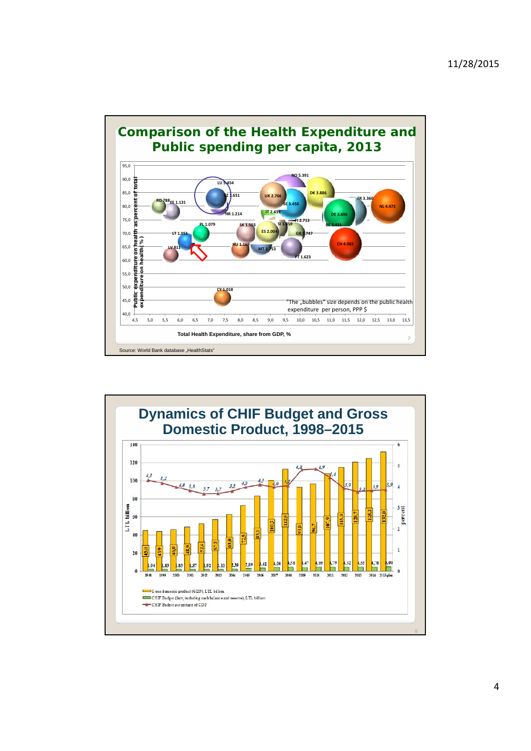## Comparison of the Health Expenditure and Public spending per capita, 2013

Public expenditure on health as percent of total expenditure on health ( % )

Total Health Expenditure, share from GDP, %

"The „bubbles" size depends on the public health expenditure per person, PPP $

RO 788, EE 1.131, LU 5.454, CZ 1.651, HR 1.214, UK 2.766, NO 5.391, DK 3.886, SE 3.458, FR 3.360, NL 4.472, IT 2.439, DE 3.696, FI 2.713, BE 3.431, PL 1.079, SK 1.503, SI 1.859, ES 2.004, GR 1.747, LT 1.051, HU 1.169, MT 1.753, CH 4.083, LV 811, PT 1.623, CY 1.018

Source: World Bank database „HealthStats"

## Dynamics of CHIF Budget and Gross Domestic Product, 1998–2015

| Year | GDP, LTL billion | CHIF Budget, LTL billion | CHIF Budget percentage of GDP |
|---|---|---|---|
| 1998 | 45,0 | 1,94 | 4,3 |
| 1999 | 43,9 | 1,83 | 4,2 |
| 2000 | 46,0 | 1,83 | 4,0 |
| 2001 | 48,9 | 1,87 | 3,8 |
| 2002 | 52,4 | 1,92 | 3,7 |
| 2003 | 57,2 | 2,10 | 3,7 |
| 2004 | 63,0 | 2,39 | 3,8 |
| 2005 | 72,5 | 2,89 | 4,0 |
| 2006 | 83,1 | 3,41 | 4,1 |
| 2007 | 100,3 | 4,00 | 4,0 |
| 2008 | 112,9 | 4,58 | 4,1 |
| 2009 | 93,0 | 4,47 | 4,8 |
| 2010 | 96,7 | 4,69 | 4,9 |
| 2011 | 107,9 | 4,79 | 4,4 |
| 2012 | 115,0 | 4,52 | 3,9 |
| 2013 | 120,7 | 4,55 | 3,8 |
| 2014 | 125,2 | 4,78 | 3,8 |
| 2015 plan | 132,0 | 5,09 | 3,9 |

- Gross domestic product (GDP), LTL billion
- CHIF Budget (fact; including cash balance and reserve), LTL billion
- CHIF Budget percentage of GDP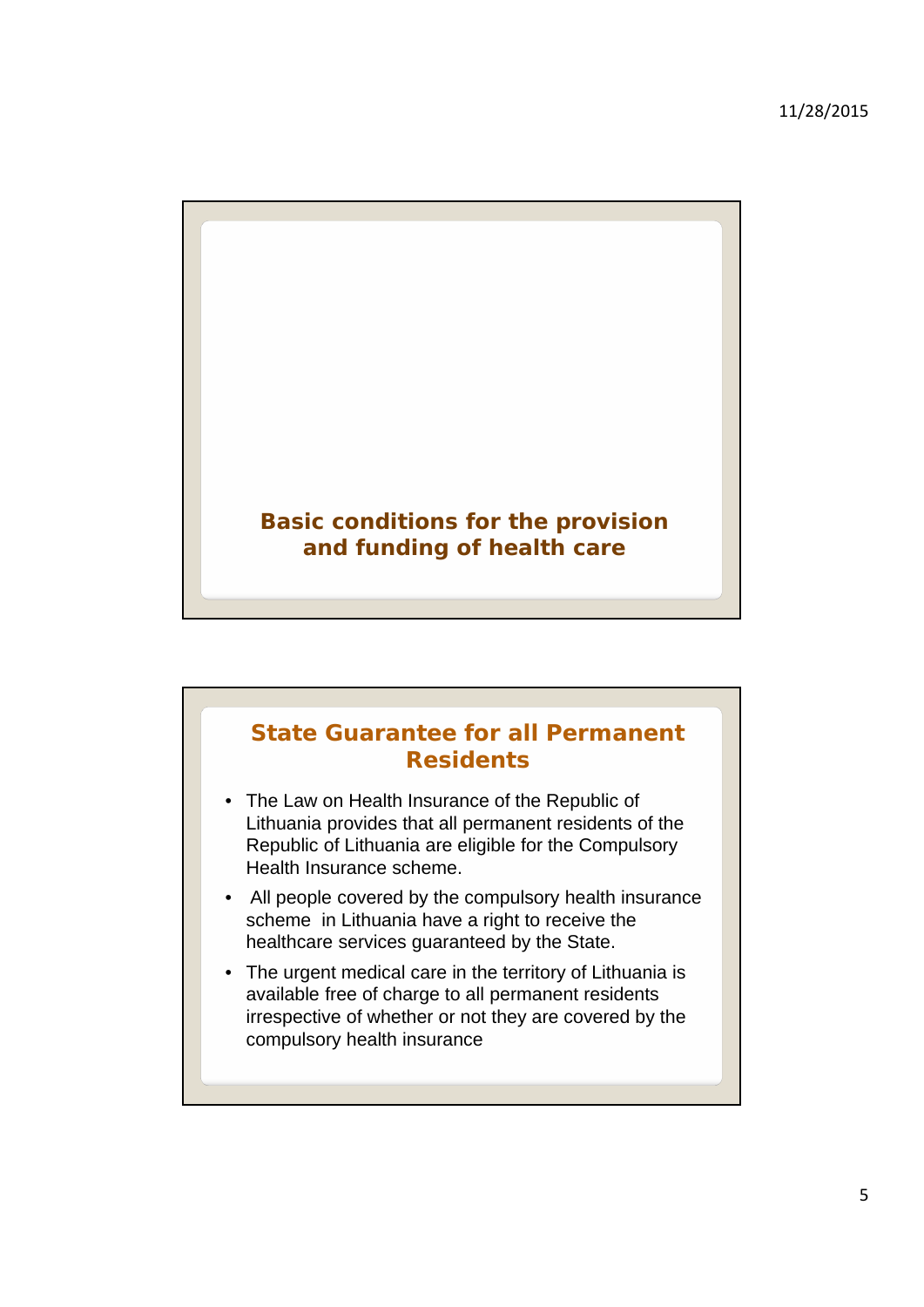## Basic conditions for the provision and funding of health care

## State Guarantee for all Permanent Residents

- The Law on Health Insurance of the Republic of Lithuania provides that all permanent residents of the Republic of Lithuania are eligible for the Compulsory Health Insurance scheme.
- All people covered by the compulsory health insurance scheme in Lithuania have a right to receive the healthcare services guaranteed by the State.
- The urgent medical care in the territory of Lithuania is available free of charge to all permanent residents irrespective of whether or not they are covered by the compulsory health insurance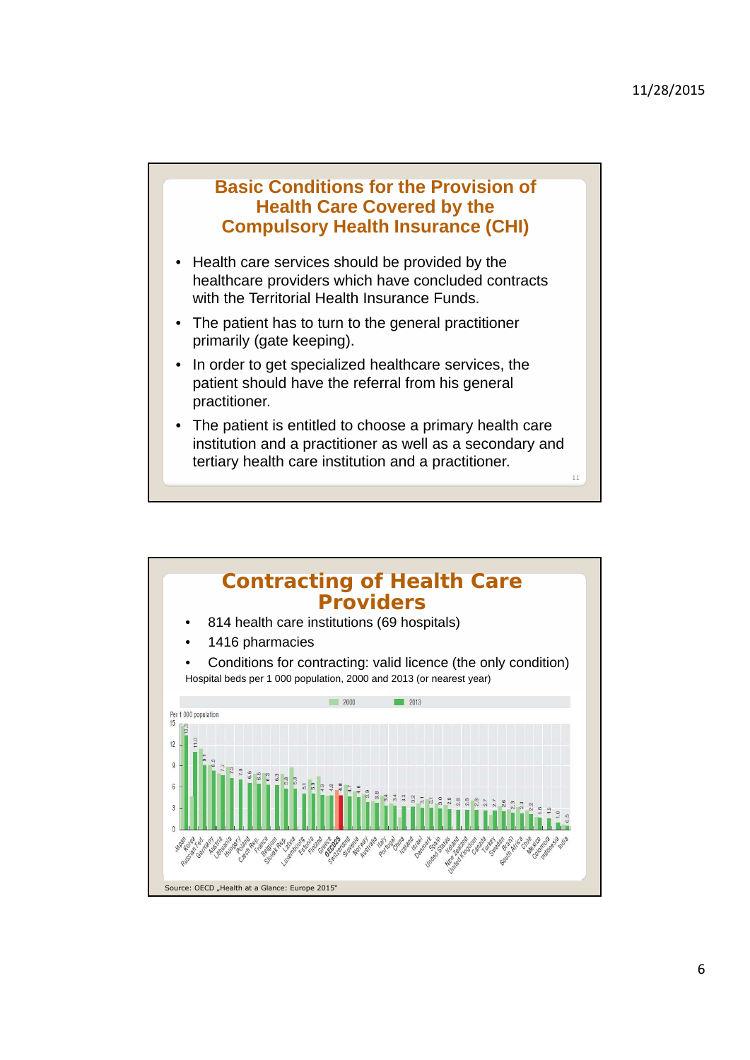## Basic Conditions for the Provision of Health Care Covered by the Compulsory Health Insurance (CHI)

- Health care services should be provided by the healthcare providers which have concluded contracts with the Territorial Health Insurance Funds.
- The patient has to turn to the general practitioner primarily (gate keeping).
- In order to get specialized healthcare services, the patient should have the referral from his general practitioner.
- The patient is entitled to choose a primary health care institution and a practitioner as well as a secondary and tertiary health care institution and a practitioner.

## Contracting of Health Care Providers

- 814 health care institutions (69 hospitals)
- 1416 pharmacies
- Conditions for contracting: valid licence (the only condition)

Hospital beds per 1 000 population, 2000 and 2013 (or nearest year)

Source: OECD „Health at a Glance: Europe 2015"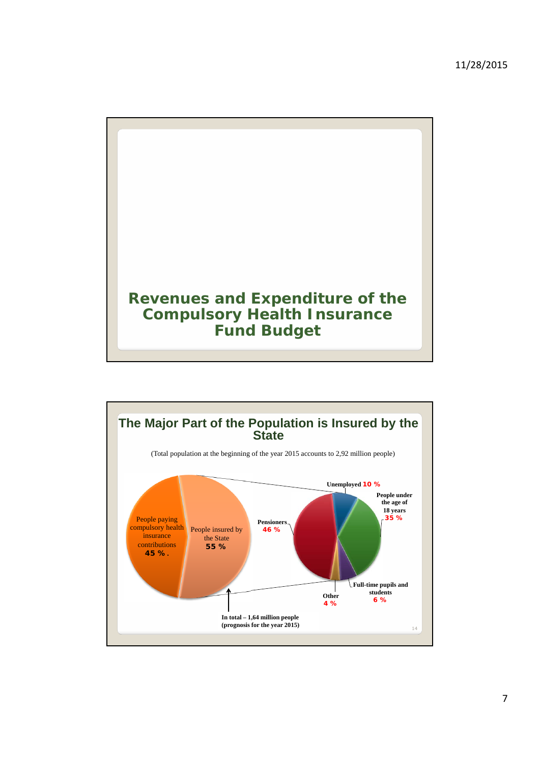# Revenues and Expenditure of the Compulsory Health Insurance Fund Budget

## The Major Part of the Population is Insured by the State

(Total population at the beginning of the year 2015 accounts to 2,92 million people)

People paying compulsory health insurance contributions **45 %**.

People insured by the State **55 %**

Unemployed **10 %**

People under the age of 18 years **35 %**

Pensioners **46 %**

Full-time pupils and students **6 %**

Other **4 %**

**In total – 1,64 million people (prognosis for the year 2015)**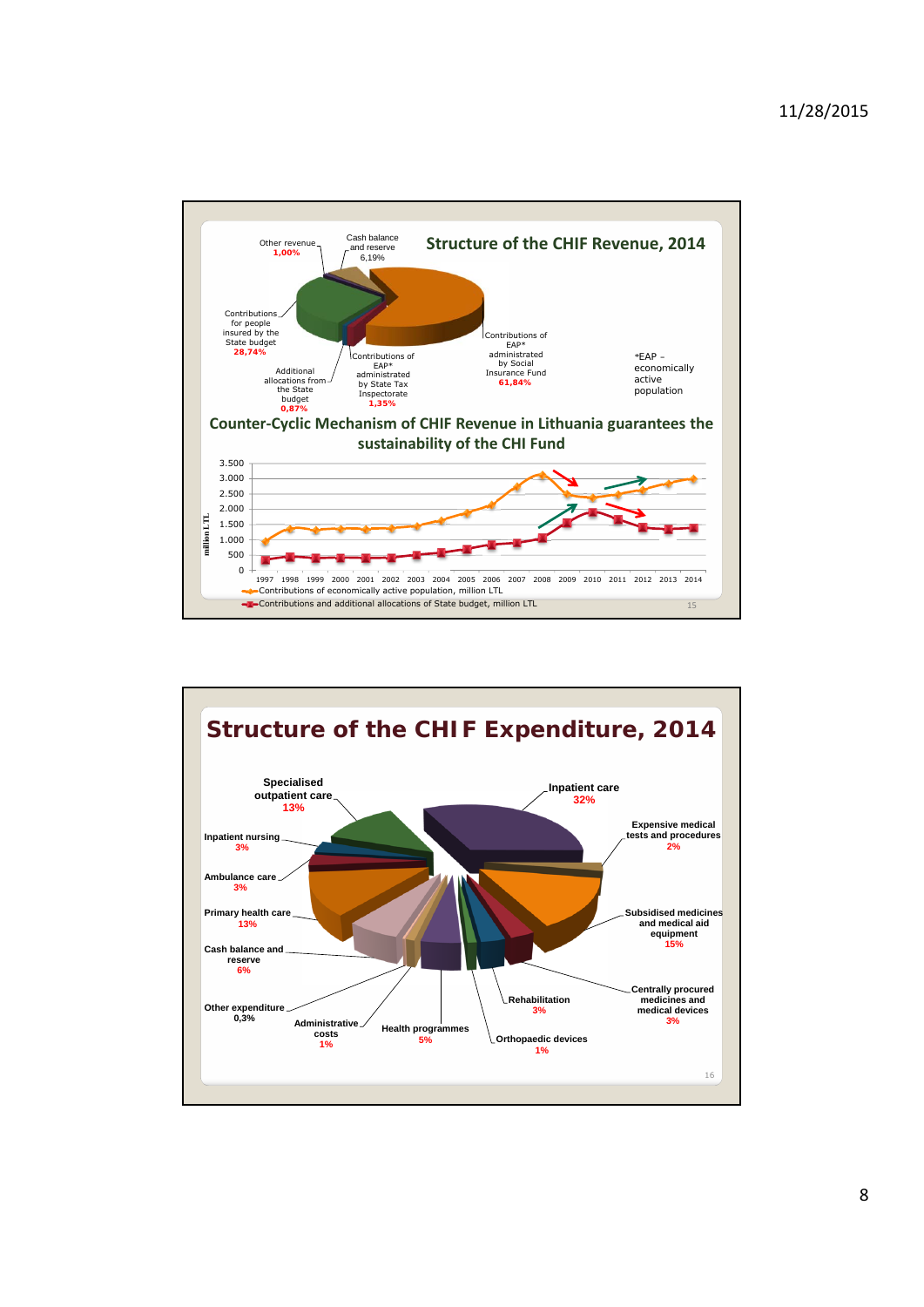## Structure of the CHIF Revenue, 2014

- Contributions of EAP* administrated by Social Insurance Fund **61,84%**
- Contributions for people insured by the State budget **28,74%**
- Cash balance and reserve 6,19%
- Contributions of EAP* administrated by State Tax Inspectorate **1,35%**
- Other revenue **1,00%**
- Additional allocations from the State budget **0,87%**

*EAP – economically active population

## Counter-Cyclic Mechanism of CHIF Revenue in Lithuania guarantees the sustainability of the CHI Fund

million LTL

Years: 1997 1998 1999 2000 2001 2002 2003 2004 2005 2006 2007 2008 2009 2010 2011 2012 2013 2014

- Contributions of economically active population, million LTL
- Contributions and additional allocations of State budget, million LTL

## Structure of the CHIF Expenditure, 2014

- Inpatient care **32%**
- Subsidised medicines and medical aid equipment **15%**
- Specialised outpatient care **13%**
- Primary health care **13%**
- Cash balance and reserve **6%**
- Health programmes **5%**
- Inpatient nursing **3%**
- Ambulance care **3%**
- Rehabilitation **3%**
- Centrally procured medicines and medical devices **3%**
- Expensive medical tests and procedures **2%**
- Administrative costs **1%**
- Orthopaedic devices **1%**
- Other expenditure 0,3%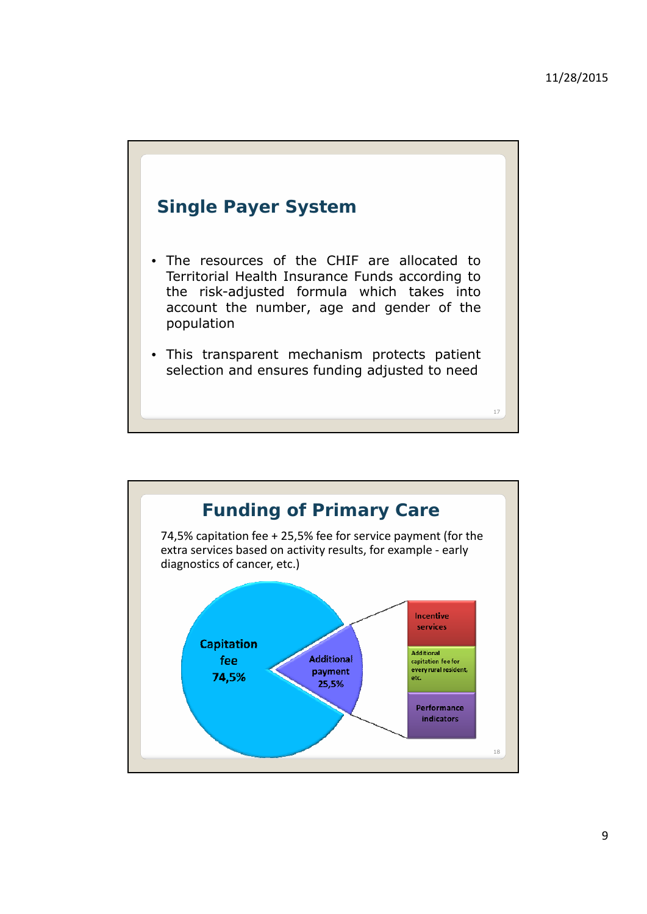## Single Payer System

- The resources of the CHIF are allocated to Territorial Health Insurance Funds according to the risk-adjusted formula which takes into account the number, age and gender of the population
- This transparent mechanism protects patient selection and ensures funding adjusted to need

## Funding of Primary Care

74,5% capitation fee + 25,5% fee for service payment (for the extra services based on activity results, for example - early diagnostics of cancer, etc.)

Capitation fee 74,5%

Additional payment 25,5%

- Incentive services
- Additional capitation fee for every rural resident, etc.
- Performance indicators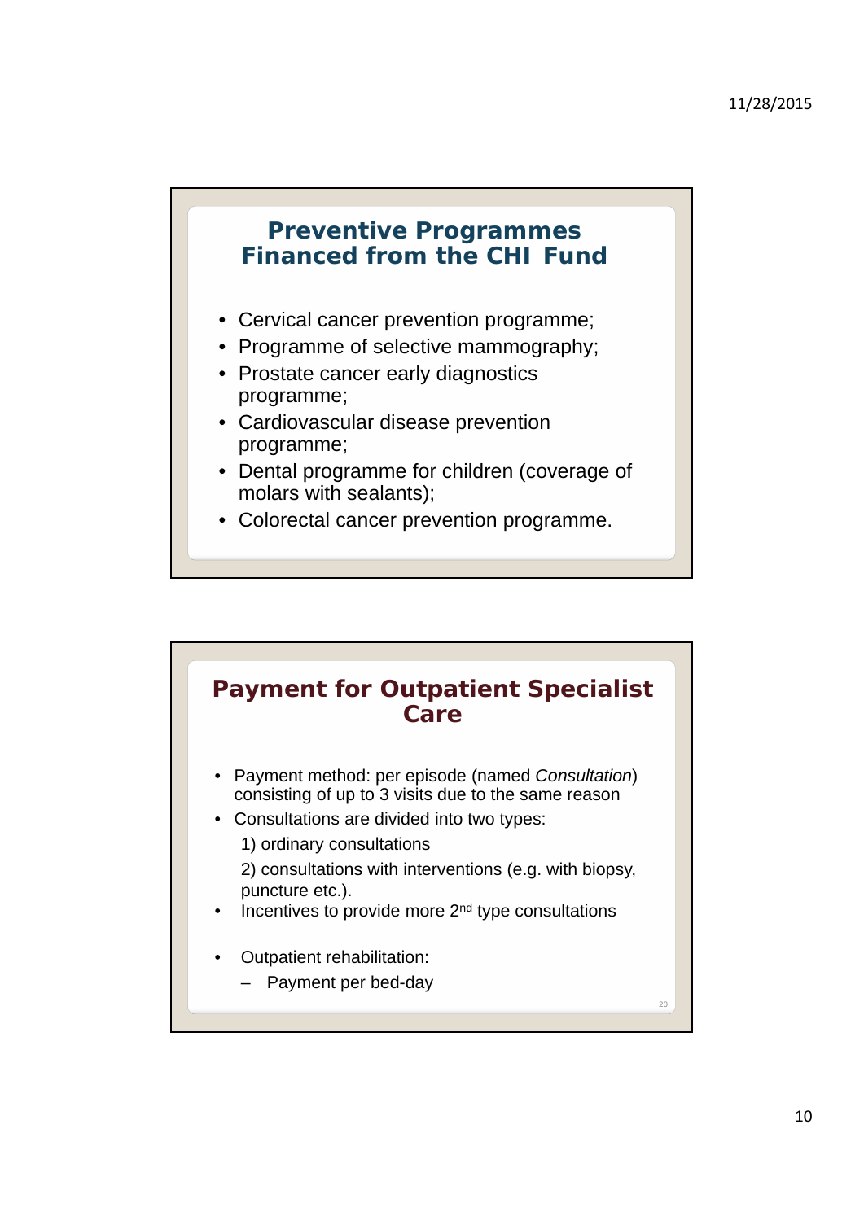## Preventive Programmes Financed from the CHI Fund

- Cervical cancer prevention programme;
- Programme of selective mammography;
- Prostate cancer early diagnostics programme;
- Cardiovascular disease prevention programme;
- Dental programme for children (coverage of molars with sealants);
- Colorectal cancer prevention programme.

## Payment for Outpatient Specialist Care

- Payment method: per episode (named *Consultation*) consisting of up to 3 visits due to the same reason
- Consultations are divided into two types:

  1) ordinary consultations

  2) consultations with interventions (e.g. with biopsy, puncture etc.).
- Incentives to provide more 2nd type consultations

- Outpatient rehabilitation:
  - Payment per bed-day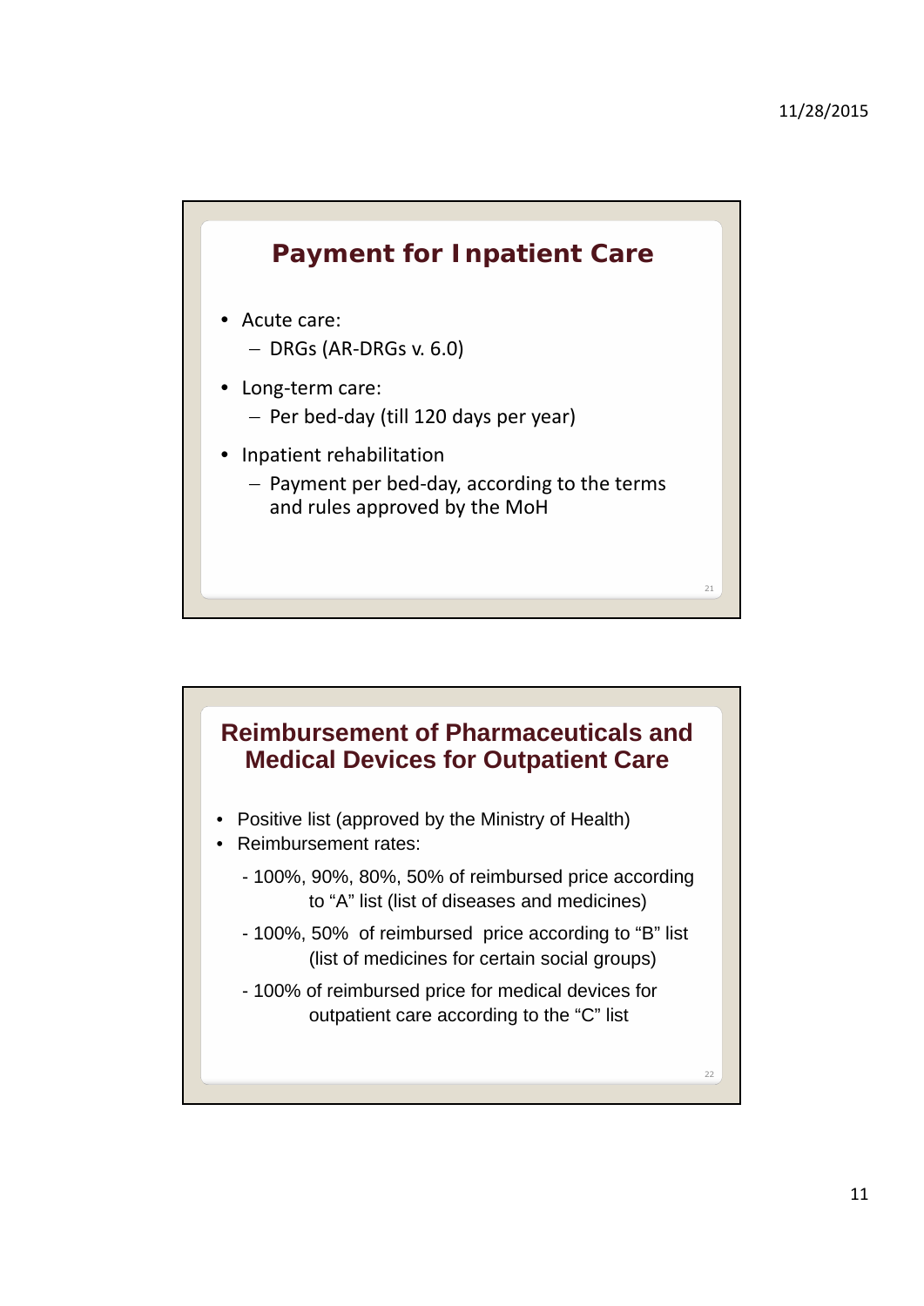## Payment for Inpatient Care

- Acute care:
  - DRGs (AR-DRGs v. 6.0)
- Long-term care:
  - Per bed-day (till 120 days per year)
- Inpatient rehabilitation
  - Payment per bed-day, according to the terms and rules approved by the MoH

## Reimbursement of Pharmaceuticals and Medical Devices for Outpatient Care

- Positive list (approved by the Ministry of Health)
- Reimbursement rates:
  - 100%, 90%, 80%, 50% of reimbursed price according to “A” list (list of diseases and medicines)
  - 100%, 50% of reimbursed price according to “B” list (list of medicines for certain social groups)
  - 100% of reimbursed price for medical devices for outpatient care according to the “C” list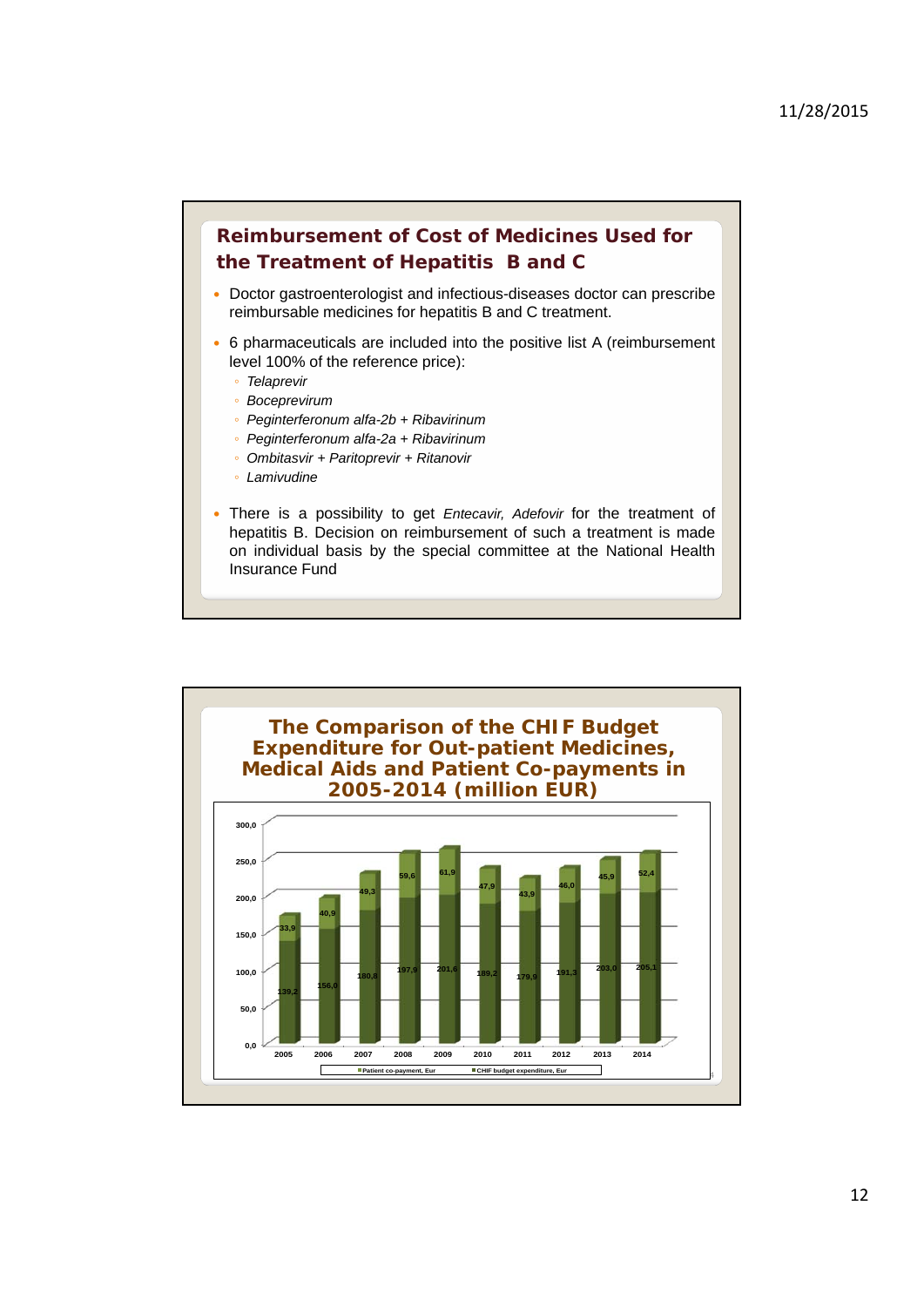## Reimbursement of Cost of Medicines Used for the Treatment of Hepatitis B and C

- Doctor gastroenterologist and infectious-diseases doctor can prescribe reimbursable medicines for hepatitis B and C treatment.
- 6 pharmaceuticals are included into the positive list A (reimbursement level 100% of the reference price):
  - *Telaprevir*
  - *Boceprevirum*
  - *Peginterferonum alfa-2b + Ribavirinum*
  - *Peginterferonum alfa-2a + Ribavirinum*
  - *Ombitasvir + Paritoprevir + Ritanovir*
  - *Lamivudine*
- There is a possibility to get *Entecavir, Adefovir* for the treatment of hepatitis B. Decision on reimbursement of such a treatment is made on individual basis by the special committee at the National Health Insurance Fund

## The Comparison of the CHIF Budget Expenditure for Out-patient Medicines, Medical Aids and Patient Co-payments in 2005-2014 (million EUR)

| Year | Patient co-payment, Eur | CHIF budget expenditure, Eur |
|---|---|---|
| 2005 | 33,9 | 139,2 |
| 2006 | 40,9 | 156,0 |
| 2007 | 49,3 | 180,8 |
| 2008 | 59,6 | 197,9 |
| 2009 | 61,9 | 201,6 |
| 2010 | 47,9 | 189,2 |
| 2011 | 43,9 | 179,9 |
| 2012 | 46,0 | 191,3 |
| 2013 | 45,9 | 203,0 |
| 2014 | 52,4 | 205,1 |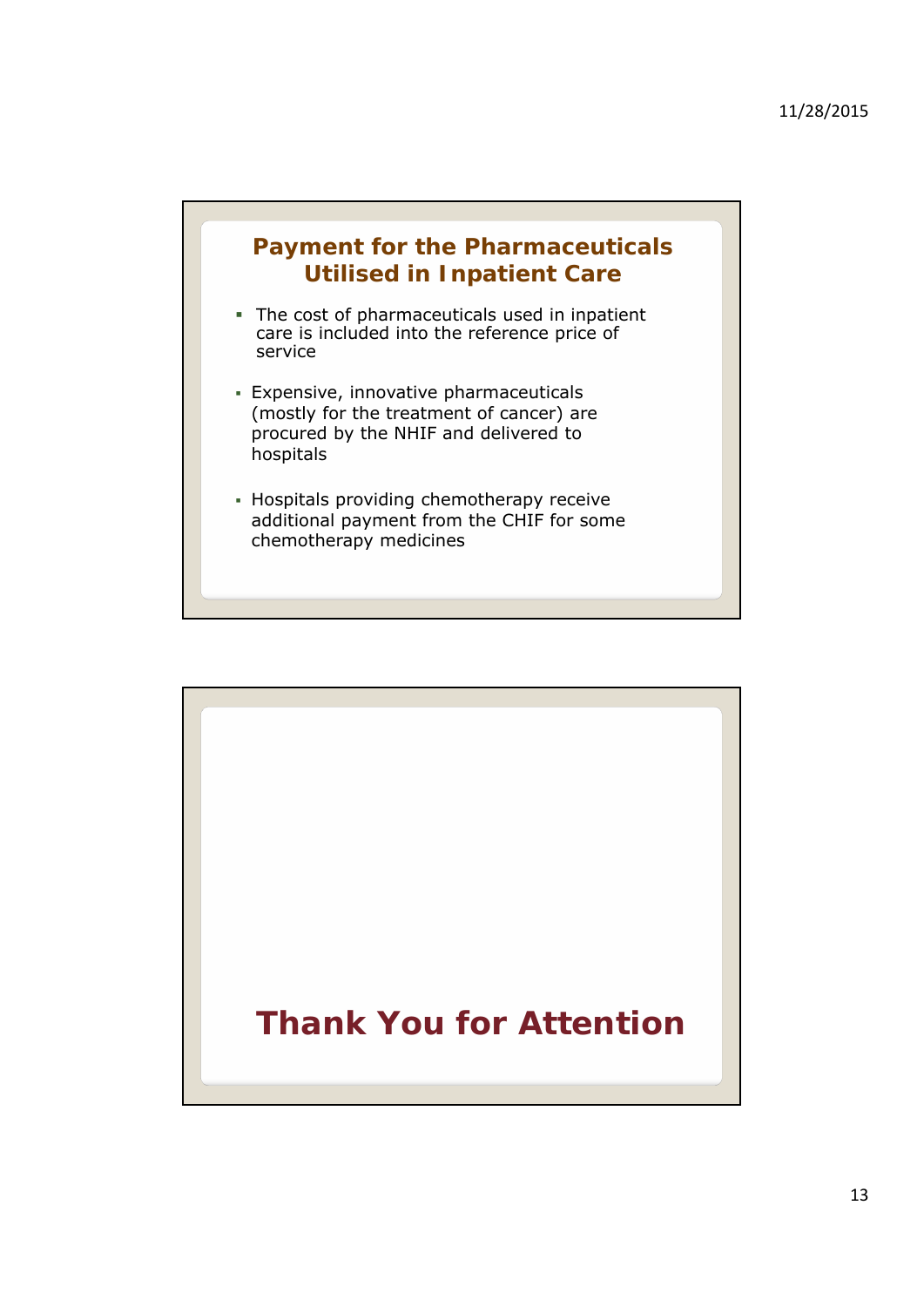## Payment for the Pharmaceuticals Utilised in Inpatient Care

- The cost of pharmaceuticals used in inpatient care is included into the reference price of service
- Expensive, innovative pharmaceuticals (mostly for the treatment of cancer) are procured by the NHIF and delivered to hospitals
- Hospitals providing chemotherapy receive additional payment from the CHIF for some chemotherapy medicines

## Thank You for Attention